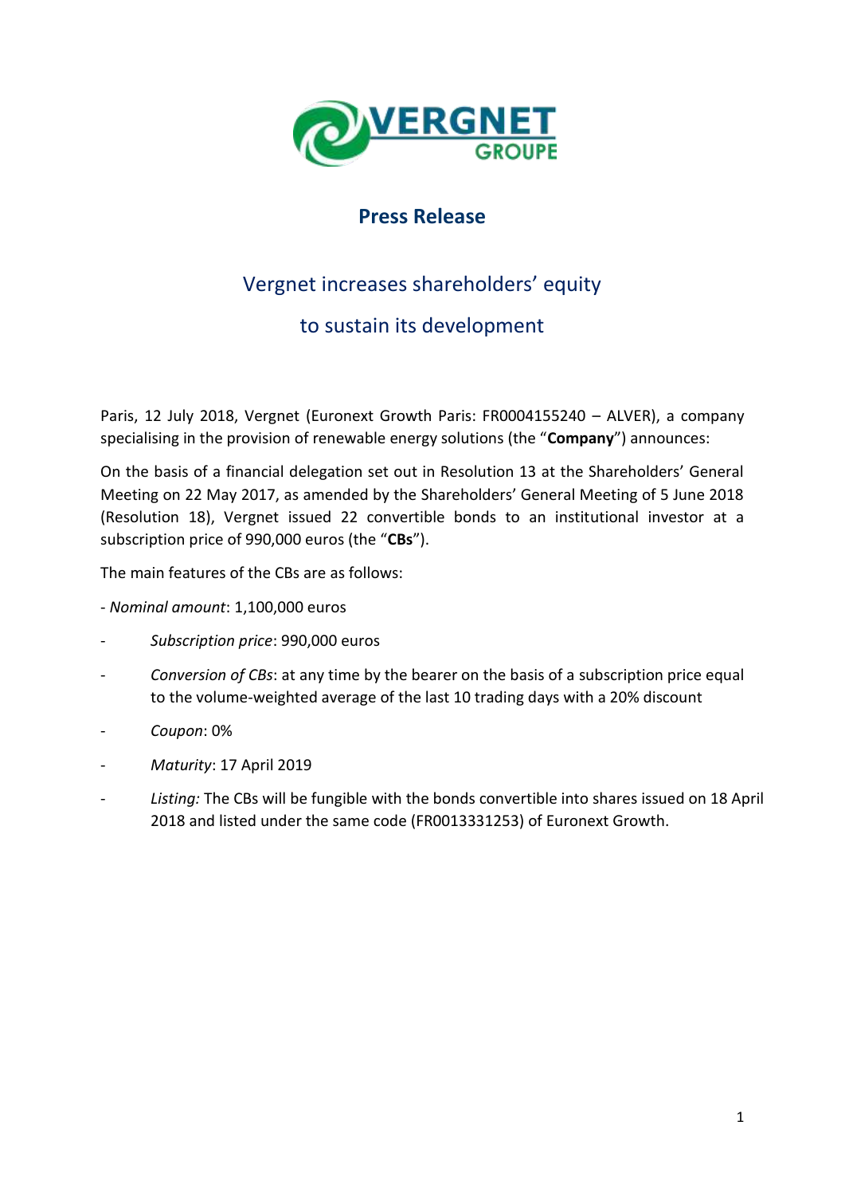VERGNET GROUPE

## Press Release

# Vergnet increases shareholders' equity to sustain its development

Paris, 12 July 2018, Vergnet (Euronext Growth Paris: FR0004155240 – ALVER), a company specialising in the provision of renewable energy solutions (the "**Company**") announces:

On the basis of a financial delegation set out in Resolution 13 at the Shareholders' General Meeting on 22 May 2017, as amended by the Shareholders' General Meeting of 5 June 2018 (Resolution 18), Vergnet issued 22 convertible bonds to an institutional investor at a subscription price of 990,000 euros (the "**CBs**").

The main features of the CBs are as follows:

- *Nominal amount*: 1,100,000 euros
- *Subscription price*: 990,000 euros
- *Conversion of CBs*: at any time by the bearer on the basis of a subscription price equal to the volume-weighted average of the last 10 trading days with a 20% discount
- *Coupon*: 0%
- *Maturity*: 17 April 2019
- *Listing:* The CBs will be fungible with the bonds convertible into shares issued on 18 April 2018 and listed under the same code (FR0013331253) of Euronext Growth.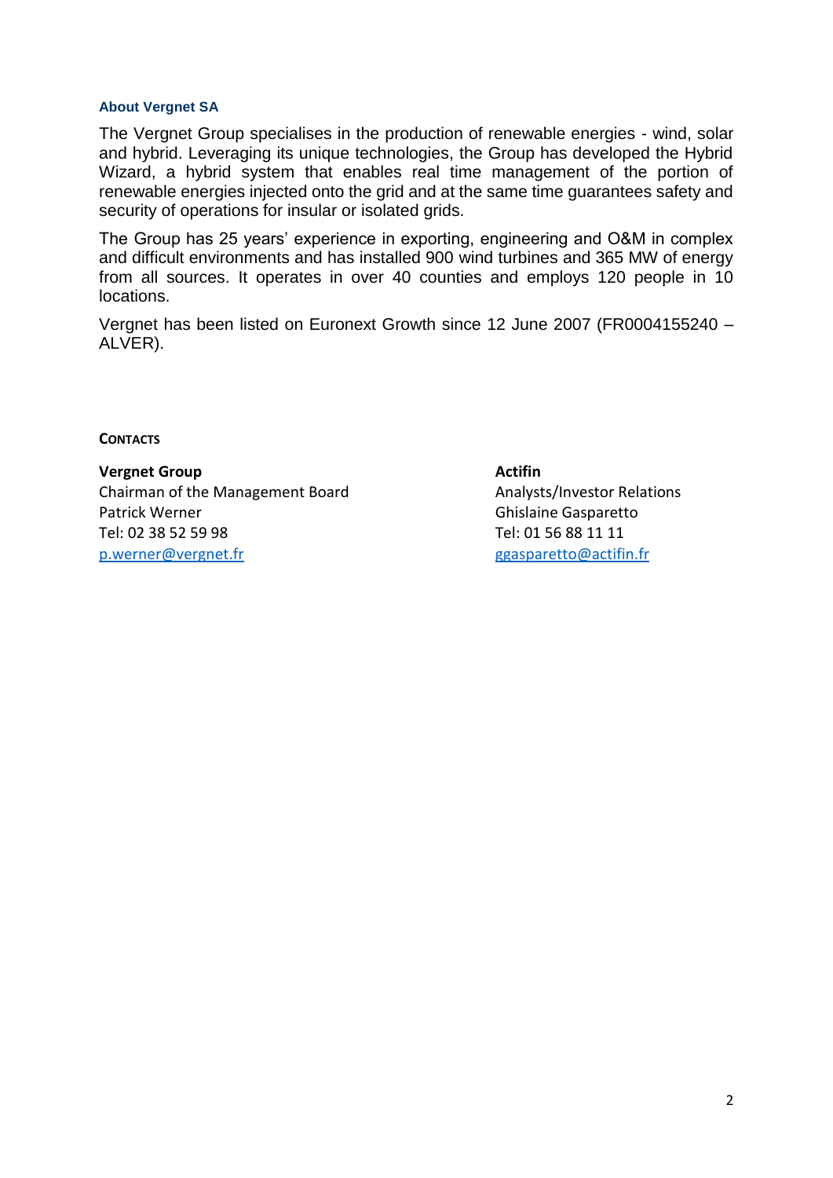### About Vergnet SA

The Vergnet Group specialises in the production of renewable energies - wind, solar and hybrid. Leveraging its unique technologies, the Group has developed the Hybrid Wizard, a hybrid system that enables real time management of the portion of renewable energies injected onto the grid and at the same time guarantees safety and security of operations for insular or isolated grids.

The Group has 25 years' experience in exporting, engineering and O&M in complex and difficult environments and has installed 900 wind turbines and 365 MW of energy from all sources. It operates in over 40 counties and employs 120 people in 10 locations.

Vergnet has been listed on Euronext Growth since 12 June 2007 (FR0004155240 – ALVER).

**CONTACTS**

**Vergnet Group**
Chairman of the Management Board
Patrick Werner
Tel: 02 38 52 59 98
p.werner@vergnet.fr

**Actifin**
Analysts/Investor Relations
Ghislaine Gasparetto
Tel: 01 56 88 11 11
ggasparetto@actifin.fr